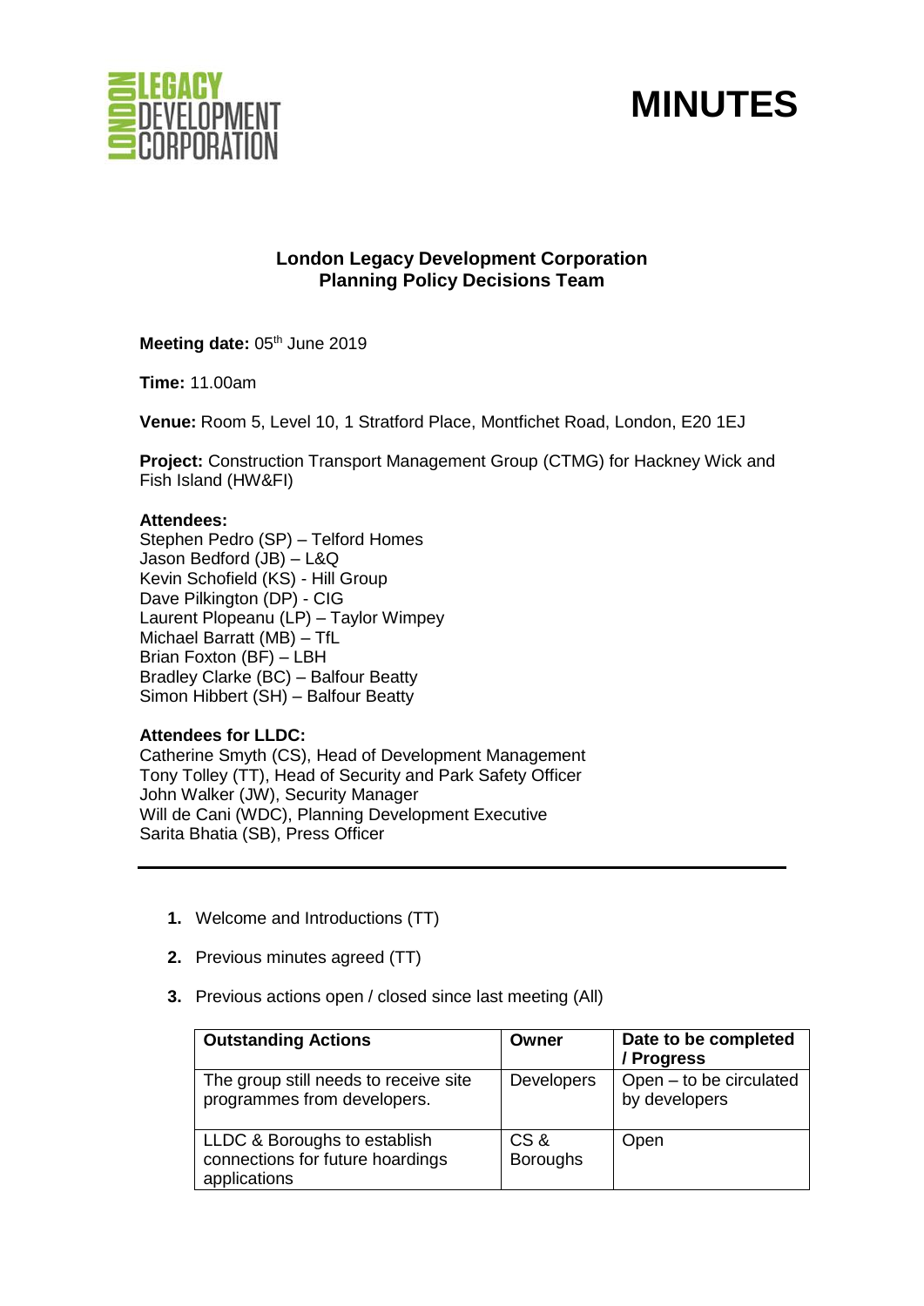# MINUTES

**London Legacy Development Corporation**
**Planning Policy Decisions Team**

**Meeting date:** 05th June 2019

**Time:** 11.00am

**Venue:** Room 5, Level 10, 1 Stratford Place, Montfichet Road, London, E20 1EJ

**Project:** Construction Transport Management Group (CTMG) for Hackney Wick and Fish Island (HW&FI)

**Attendees:**
Stephen Pedro (SP) – Telford Homes
Jason Bedford (JB) – L&Q
Kevin Schofield (KS) - Hill Group
Dave Pilkington (DP) - CIG
Laurent Plopeanu (LP) – Taylor Wimpey
Michael Barratt (MB) – TfL
Brian Foxton (BF) – LBH
Bradley Clarke (BC) – Balfour Beatty
Simon Hibbert (SH) – Balfour Beatty

**Attendees for LLDC:**
Catherine Smyth (CS), Head of Development Management
Tony Tolley (TT), Head of Security and Park Safety Officer
John Walker (JW), Security Manager
Will de Cani (WDC), Planning Development Executive
Sarita Bhatia (SB), Press Officer

---

1. Welcome and Introductions (TT)
2. Previous minutes agreed (TT)
3. Previous actions open / closed since last meeting (All)

| Outstanding Actions | Owner | Date to be completed / Progress |
|---|---|---|
| The group still needs to receive site programmes from developers. | Developers | Open – to be circulated by developers |
| LLDC & Boroughs to establish connections for future hoardings applications | CS & Boroughs | Open |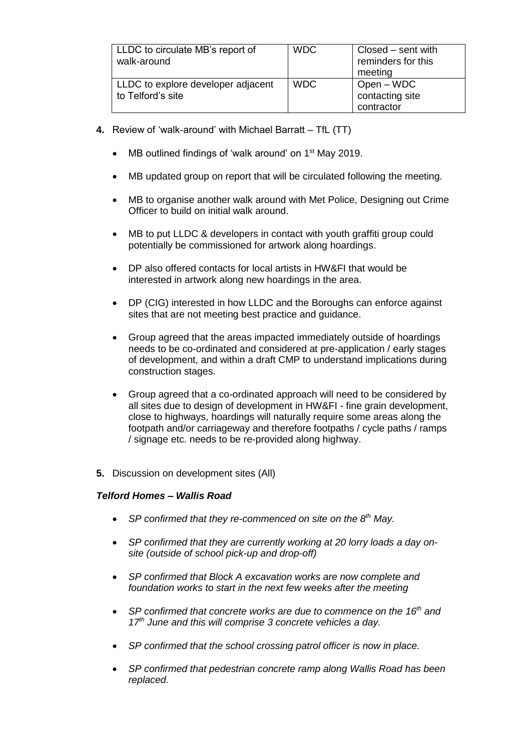| LLDC to circulate MB's report of walk-around | WDC | Closed – sent with reminders for this meeting |
|---|---|---|
| LLDC to explore developer adjacent to Telford's site | WDC | Open – WDC contacting site contractor |

**4.** Review of 'walk-around' with Michael Barratt – TfL (TT)

- MB outlined findings of 'walk around' on 1st May 2019.
- MB updated group on report that will be circulated following the meeting.
- MB to organise another walk around with Met Police, Designing out Crime Officer to build on initial walk around.
- MB to put LLDC & developers in contact with youth graffiti group could potentially be commissioned for artwork along hoardings.
- DP also offered contacts for local artists in HW&FI that would be interested in artwork along new hoardings in the area.
- DP (CIG) interested in how LLDC and the Boroughs can enforce against sites that are not meeting best practice and guidance.
- Group agreed that the areas impacted immediately outside of hoardings needs to be co-ordinated and considered at pre-application / early stages of development, and within a draft CMP to understand implications during construction stages.
- Group agreed that a co-ordinated approach will need to be considered by all sites due to design of development in HW&FI - fine grain development, close to highways, hoardings will naturally require some areas along the footpath and/or carriageway and therefore footpaths / cycle paths / ramps / signage etc. needs to be re-provided along highway.

**5.** Discussion on development sites (All)

***Telford Homes – Wallis Road***

- *SP confirmed that they re-commenced on site on the 8th May.*
- *SP confirmed that they are currently working at 20 lorry loads a day on-site (outside of school pick-up and drop-off)*
- *SP confirmed that Block A excavation works are now complete and foundation works to start in the next few weeks after the meeting*
- *SP confirmed that concrete works are due to commence on the 16th and 17th June and this will comprise 3 concrete vehicles a day.*
- *SP confirmed that the school crossing patrol officer is now in place.*
- *SP confirmed that pedestrian concrete ramp along Wallis Road has been replaced.*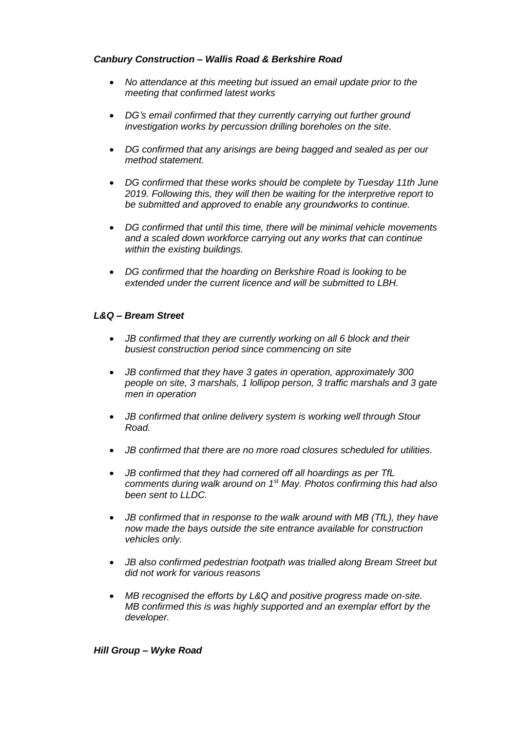***Canbury Construction – Wallis Road & Berkshire Road***

- *No attendance at this meeting but issued an email update prior to the meeting that confirmed latest works*
- *DG's email confirmed that they currently carrying out further ground investigation works by percussion drilling boreholes on the site.*
- *DG confirmed that any arisings are being bagged and sealed as per our method statement.*
- *DG confirmed that these works should be complete by Tuesday 11th June 2019. Following this, they will then be waiting for the interpretive report to be submitted and approved to enable any groundworks to continue.*
- *DG confirmed that until this time, there will be minimal vehicle movements and a scaled down workforce carrying out any works that can continue within the existing buildings.*
- *DG confirmed that the hoarding on Berkshire Road is looking to be extended under the current licence and will be submitted to LBH.*

***L&Q – Bream Street***

- *JB confirmed that they are currently working on all 6 block and their busiest construction period since commencing on site*
- *JB confirmed that they have 3 gates in operation, approximately 300 people on site, 3 marshals, 1 lollipop person, 3 traffic marshals and 3 gate men in operation*
- *JB confirmed that online delivery system is working well through Stour Road.*
- *JB confirmed that there are no more road closures scheduled for utilities.*
- *JB confirmed that they had cornered off all hoardings as per TfL comments during walk around on 1st May. Photos confirming this had also been sent to LLDC.*
- *JB confirmed that in response to the walk around with MB (TfL), they have now made the bays outside the site entrance available for construction vehicles only.*
- *JB also confirmed pedestrian footpath was trialled along Bream Street but did not work for various reasons*
- *MB recognised the efforts by L&Q and positive progress made on-site. MB confirmed this is was highly supported and an exemplar effort by the developer.*

***Hill Group – Wyke Road***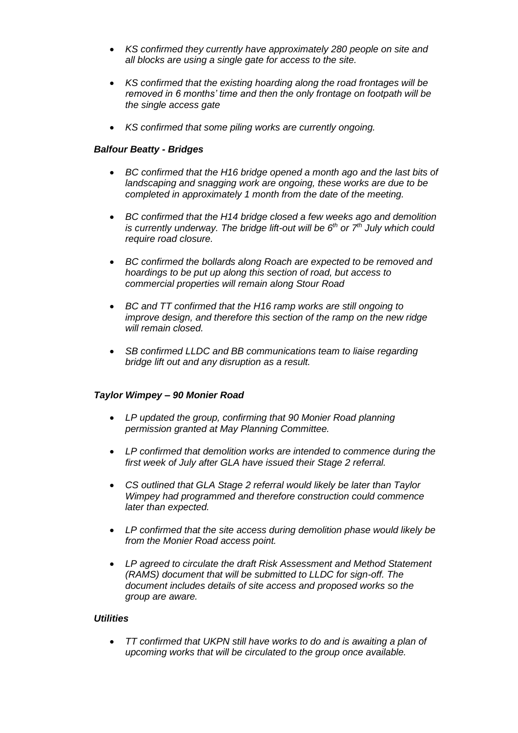- *KS confirmed they currently have approximately 280 people on site and all blocks are using a single gate for access to the site.*

- *KS confirmed that the existing hoarding along the road frontages will be removed in 6 months' time and then the only frontage on footpath will be the single access gate*

- *KS confirmed that some piling works are currently ongoing.*

### ***Balfour Beatty - Bridges***

- *BC confirmed that the H16 bridge opened a month ago and the last bits of landscaping and snagging work are ongoing, these works are due to be completed in approximately 1 month from the date of the meeting.*

- *BC confirmed that the H14 bridge closed a few weeks ago and demolition is currently underway. The bridge lift-out will be 6th or 7th July which could require road closure.*

- *BC confirmed the bollards along Roach are expected to be removed and hoardings to be put up along this section of road, but access to commercial properties will remain along Stour Road*

- *BC and TT confirmed that the H16 ramp works are still ongoing to improve design, and therefore this section of the ramp on the new ridge will remain closed.*

- *SB confirmed LLDC and BB communications team to liaise regarding bridge lift out and any disruption as a result.*

### ***Taylor Wimpey – 90 Monier Road***

- *LP updated the group, confirming that 90 Monier Road planning permission granted at May Planning Committee.*

- *LP confirmed that demolition works are intended to commence during the first week of July after GLA have issued their Stage 2 referral.*

- *CS outlined that GLA Stage 2 referral would likely be later than Taylor Wimpey had programmed and therefore construction could commence later than expected.*

- *LP confirmed that the site access during demolition phase would likely be from the Monier Road access point.*

- *LP agreed to circulate the draft Risk Assessment and Method Statement (RAMS) document that will be submitted to LLDC for sign-off. The document includes details of site access and proposed works so the group are aware.*

### ***Utilities***

- *TT confirmed that UKPN still have works to do and is awaiting a plan of upcoming works that will be circulated to the group once available.*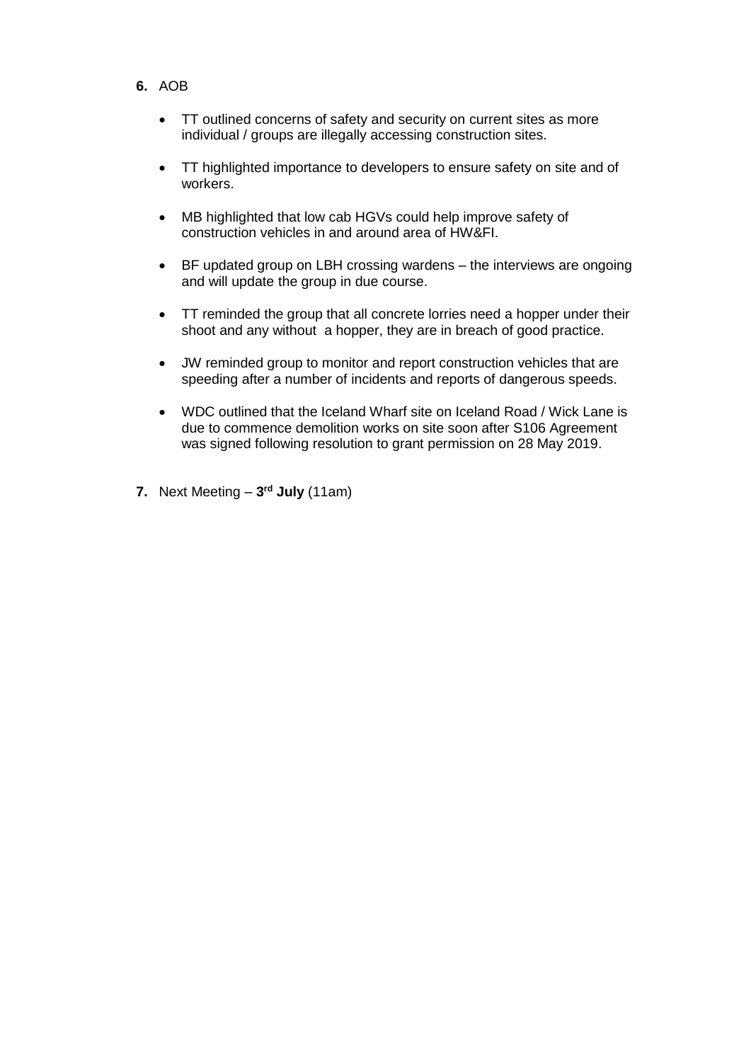**6.** AOB

- TT outlined concerns of safety and security on current sites as more individual / groups are illegally accessing construction sites.

- TT highlighted importance to developers to ensure safety on site and of workers.

- MB highlighted that low cab HGVs could help improve safety of construction vehicles in and around area of HW&FI.

- BF updated group on LBH crossing wardens – the interviews are ongoing and will update the group in due course.

- TT reminded the group that all concrete lorries need a hopper under their shoot and any without  a hopper, they are in breach of good practice.

- JW reminded group to monitor and report construction vehicles that are speeding after a number of incidents and reports of dangerous speeds.

- WDC outlined that the Iceland Wharf site on Iceland Road / Wick Lane is due to commence demolition works on site soon after S106 Agreement was signed following resolution to grant permission on 28 May 2019.

**7.** Next Meeting – **3rd July** (11am)